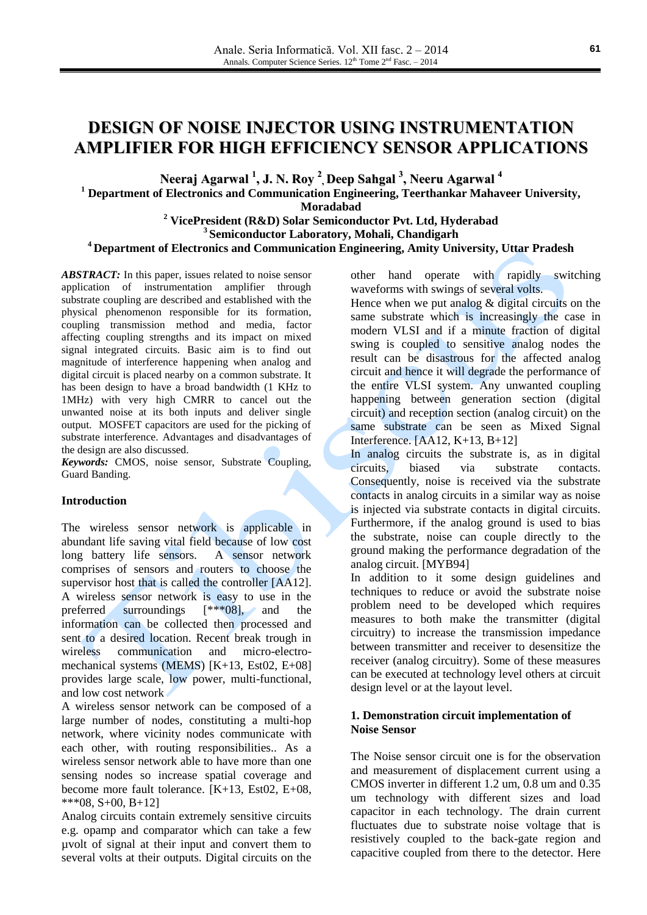# DESIGN OF NOISE INJECTOR USING INSTRUMENTATION AMPLIFIER FOR HIGH EFFICIENCY SENSOR APPLICATIONS

**Neeraj Agarwal [1], J. N. Roy [2], Deep Sahgal [3], Neeru Agarwal [4]**

[1] **Department of Electronics and Communication Engineering, Teerthankar Mahaveer University, Moradabad**

[2] **VicePresident (R&D) Solar Semiconductor Pvt. Ltd, Hyderabad**

[3] **Semiconductor Laboratory, Mohali, Chandigarh**

[4] **Department of Electronics and Communication Engineering, Amity University, Uttar Pradesh**

***ABSTRACT:*** In this paper, issues related to noise sensor application of instrumentation amplifier through substrate coupling are described and established with the physical phenomenon responsible for its formation, coupling transmission method and media, factor affecting coupling strengths and its impact on mixed signal integrated circuits. Basic aim is to find out magnitude of interference happening when analog and digital circuit is placed nearby on a common substrate. It has been design to have a broad bandwidth (1 KHz to 1MHz) with very high CMRR to cancel out the unwanted noise at its both inputs and deliver single output. MOSFET capacitors are used for the picking of substrate interference. Advantages and disadvantages of the design are also discussed.

***Keywords:*** CMOS, noise sensor, Substrate Coupling, Guard Banding.

## Introduction

The wireless sensor network is applicable in abundant life saving vital field because of low cost long battery life sensors. A sensor network comprises of sensors and routers to choose the supervisor host that is called the controller [AA12]. A wireless sensor network is easy to use in the preferred surroundings [***08], and the information can be collected then processed and sent to a desired location. Recent break trough in wireless communication and micro-electro-mechanical systems (MEMS) [K+13, Est02, E+08] provides large scale, low power, multi-functional, and low cost network

A wireless sensor network can be composed of a large number of nodes, constituting a multi-hop network, where vicinity nodes communicate with each other, with routing responsibilities.. As a wireless sensor network able to have more than one sensing nodes so increase spatial coverage and become more fault tolerance. [K+13, Est02, E+08, ***08, S+00, B+12]

Analog circuits contain extremely sensitive circuits e.g. opamp and comparator which can take a few µvolt of signal at their input and convert them to several volts at their outputs. Digital circuits on the other hand operate with rapidly switching waveforms with swings of several volts.

Hence when we put analog & digital circuits on the same substrate which is increasingly the case in modern VLSI and if a minute fraction of digital swing is coupled to sensitive analog nodes the result can be disastrous for the affected analog circuit and hence it will degrade the performance of the entire VLSI system. Any unwanted coupling happening between generation section (digital circuit) and reception section (analog circuit) on the same substrate can be seen as Mixed Signal Interference. [AA12, K+13, B+12]

In analog circuits the substrate is, as in digital circuits, biased via substrate contacts. Consequently, noise is received via the substrate contacts in analog circuits in a similar way as noise is injected via substrate contacts in digital circuits. Furthermore, if the analog ground is used to bias the substrate, noise can couple directly to the ground making the performance degradation of the analog circuit. [MYB94]

In addition to it some design guidelines and techniques to reduce or avoid the substrate noise problem need to be developed which requires measures to both make the transmitter (digital circuitry) to increase the transmission impedance between transmitter and receiver to desensitize the receiver (analog circuitry). Some of these measures can be executed at technology level others at circuit design level or at the layout level.

## 1. Demonstration circuit implementation of Noise Sensor

The Noise sensor circuit one is for the observation and measurement of displacement current using a CMOS inverter in different 1.2 um, 0.8 um and 0.35 um technology with different sizes and load capacitor in each technology. The drain current fluctuates due to substrate noise voltage that is resistively coupled to the back-gate region and capacitive coupled from there to the detector. Here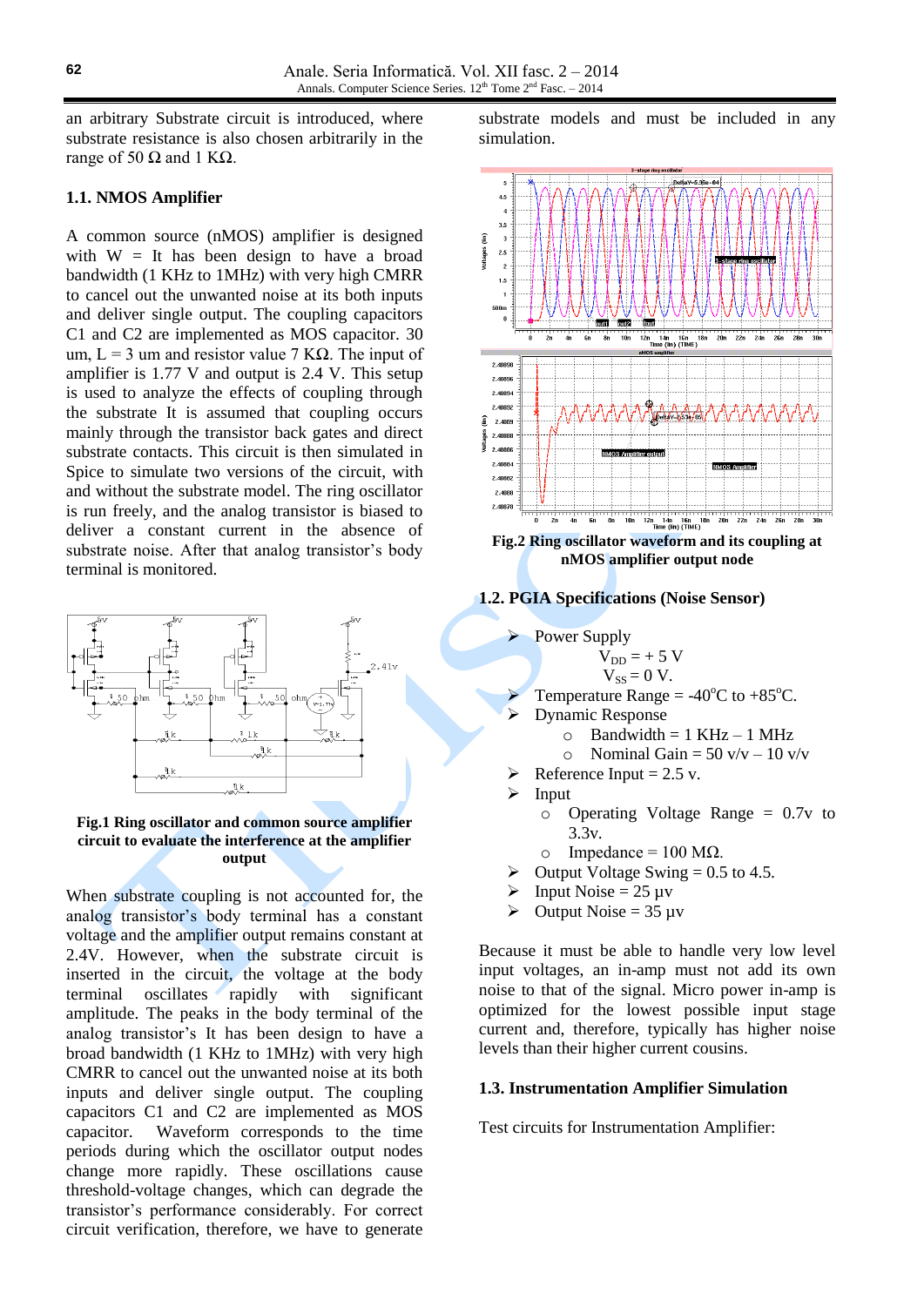an arbitrary Substrate circuit is introduced, where substrate resistance is also chosen arbitrarily in the range of 50 Ω and 1 KΩ.

### 1.1. NMOS Amplifier

A common source (nMOS) amplifier is designed with W = It has been design to have a broad bandwidth (1 KHz to 1MHz) with very high CMRR to cancel out the unwanted noise at its both inputs and deliver single output. The coupling capacitors C1 and C2 are implemented as MOS capacitor. 30 um, L = 3 um and resistor value 7 KΩ. The input of amplifier is 1.77 V and output is 2.4 V. This setup is used to analyze the effects of coupling through the substrate It is assumed that coupling occurs mainly through the transistor back gates and direct substrate contacts. This circuit is then simulated in Spice to simulate two versions of the circuit, with and without the substrate model. The ring oscillator is run freely, and the analog transistor is biased to deliver a constant current in the absence of substrate noise. After that analog transistor's body terminal is monitored.

**Fig.1 Ring oscillator and common source amplifier circuit to evaluate the interference at the amplifier output**

When substrate coupling is not accounted for, the analog transistor's body terminal has a constant voltage and the amplifier output remains constant at 2.4V. However, when the substrate circuit is inserted in the circuit, the voltage at the body terminal oscillates rapidly with significant amplitude. The peaks in the body terminal of the analog transistor's It has been design to have a broad bandwidth (1 KHz to 1MHz) with very high CMRR to cancel out the unwanted noise at its both inputs and deliver single output. The coupling capacitors C1 and C2 are implemented as MOS capacitor. Waveform corresponds to the time periods during which the oscillator output nodes change more rapidly. These oscillations cause threshold-voltage changes, which can degrade the transistor's performance considerably. For correct circuit verification, therefore, we have to generate substrate models and must be included in any simulation.

**Fig.2 Ring oscillator waveform and its coupling at nMOS amplifier output node**

### 1.2. PGIA Specifications (Noise Sensor)

- Power Supply
  - $V_{DD}$ = + 5 V
  - $V_{SS}$ = 0 V.
- Temperature Range = -40°C to +85°C.
- Dynamic Response
  - Bandwidth = 1 KHz – 1 MHz
  - Nominal Gain = 50 v/v – 10 v/v
- Reference Input = 2.5 v.
- Input
  - Operating Voltage Range = 0.7v to 3.3v.
  - Impedance = 100 MΩ.
- Output Voltage Swing = 0.5 to 4.5.
- Input Noise = 25 μv
- Output Noise = 35 μv

Because it must be able to handle very low level input voltages, an in-amp must not add its own noise to that of the signal. Micro power in-amp is optimized for the lowest possible input stage current and, therefore, typically has higher noise levels than their higher current cousins.

### 1.3. Instrumentation Amplifier Simulation

Test circuits for Instrumentation Amplifier: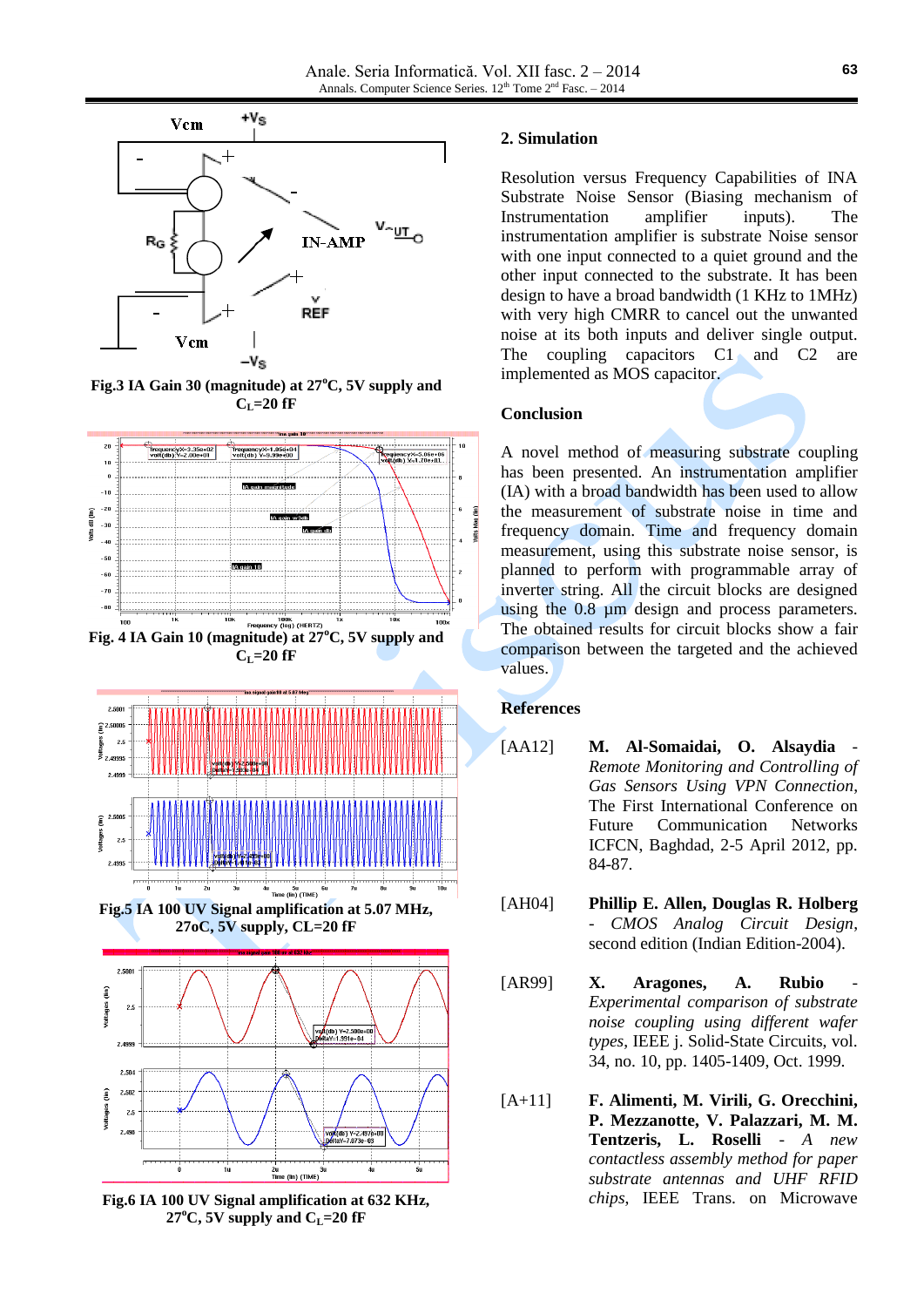Fig.3 IA Gain 30 (magnitude) at 27°C, 5V supply and $C_L$=20 fF

Fig. 4 IA Gain 10 (magnitude) at 27°C, 5V supply and $C_L$=20 fF

Fig.5 IA 100 UV Signal amplification at 5.07 MHz, 27oC, 5V supply, CL=20 fF

Fig.6 IA 100 UV Signal amplification at 632 KHz, 27°C, 5V supply and $C_L$=20 fF

## 2. Simulation

Resolution versus Frequency Capabilities of INA Substrate Noise Sensor (Biasing mechanism of Instrumentation amplifier inputs). The instrumentation amplifier is substrate Noise sensor with one input connected to a quiet ground and the other input connected to the substrate. It has been design to have a broad bandwidth (1 KHz to 1MHz) with very high CMRR to cancel out the unwanted noise at its both inputs and deliver single output. The coupling capacitors C1 and C2 are implemented as MOS capacitor.

## Conclusion

A novel method of measuring substrate coupling has been presented. An instrumentation amplifier (IA) with a broad bandwidth has been used to allow the measurement of substrate noise in time and frequency domain. Time and frequency domain measurement, using this substrate noise sensor, is planned to perform with programmable array of inverter string. All the circuit blocks are designed using the 0.8 μm design and process parameters. The obtained results for circuit blocks show a fair comparison between the targeted and the achieved values.

## References

[AA12] **M. Al-Somaidai, O. Alsaydia** - *Remote Monitoring and Controlling of Gas Sensors Using VPN Connection*, The First International Conference on Future Communication Networks ICFCN, Baghdad, 2-5 April 2012, pp. 84-87.

[AH04] **Phillip E. Allen, Douglas R. Holberg** - *CMOS Analog Circuit Design*, second edition (Indian Edition-2004).

[AR99] **X. Aragones, A. Rubio** - *Experimental comparison of substrate noise coupling using different wafer types*, IEEE j. Solid-State Circuits, vol. 34, no. 10, pp. 1405-1409, Oct. 1999.

[A+11] **F. Alimenti, M. Virili, G. Orecchini, P. Mezzanotte, V. Palazzari, M. M. Tentzeris, L. Roselli** - *A new contactless assembly method for paper substrate antennas and UHF RFID chips*, IEEE Trans. on Microwave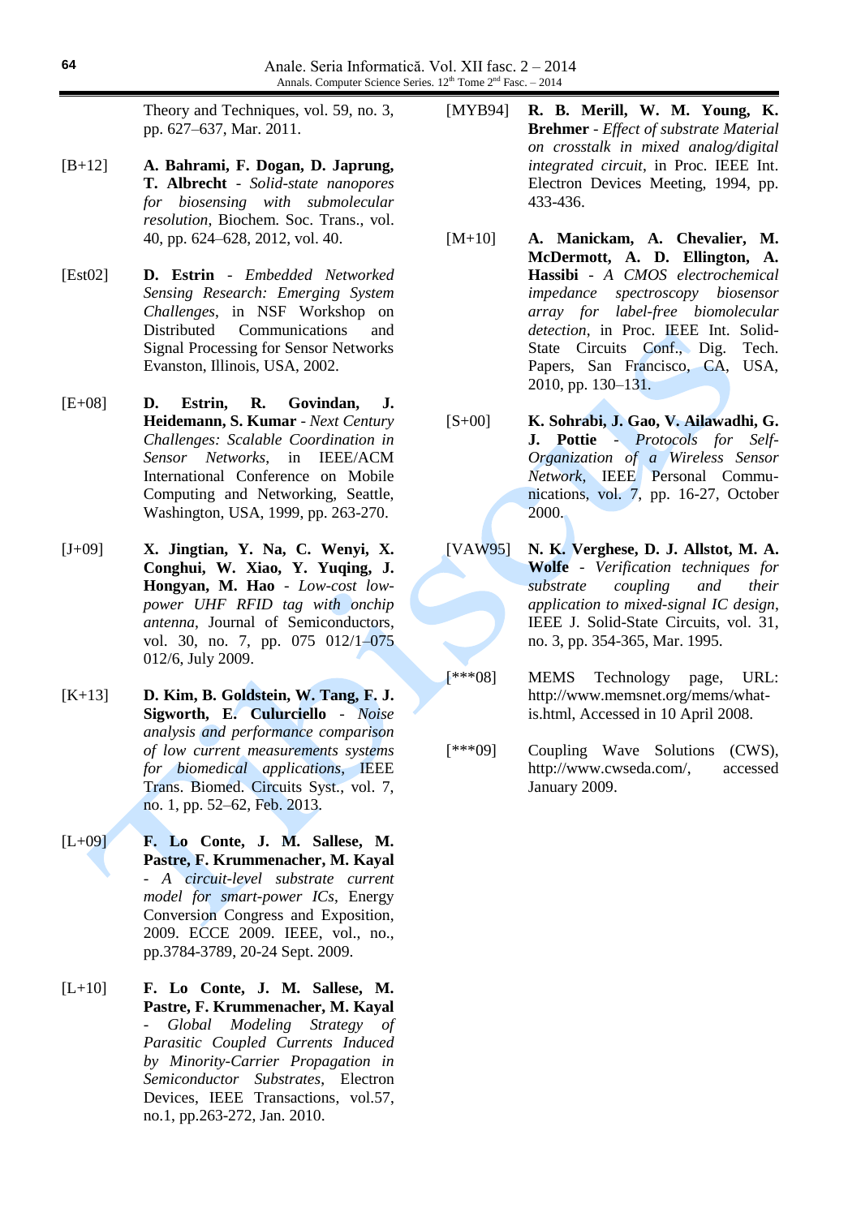Theory and Techniques, vol. 59, no. 3, pp. 627–637, Mar. 2011.

[B+12] **A. Bahrami, F. Dogan, D. Japrung, T. Albrecht** - *Solid-state nanopores for biosensing with submolecular resolution*, Biochem. Soc. Trans., vol. 40, pp. 624–628, 2012, vol. 40.

[Est02] **D. Estrin** - *Embedded Networked Sensing Research: Emerging System Challenges*, in NSF Workshop on Distributed Communications and Signal Processing for Sensor Networks Evanston, Illinois, USA, 2002.

[E+08] **D. Estrin, R. Govindan, J. Heidemann, S. Kumar** - *Next Century Challenges: Scalable Coordination in Sensor Networks*, in IEEE/ACM International Conference on Mobile Computing and Networking, Seattle, Washington, USA, 1999, pp. 263-270.

[J+09] **X. Jingtian, Y. Na, C. Wenyi, X. Conghui, W. Xiao, Y. Yuqing, J. Hongyan, M. Hao** - *Low-cost low-power UHF RFID tag with onchip antenna*, Journal of Semiconductors, vol. 30, no. 7, pp. 075 012/1–075 012/6, July 2009.

[K+13] **D. Kim, B. Goldstein, W. Tang, F. J. Sigworth, E. Culurciello** - *Noise analysis and performance comparison of low current measurements systems for biomedical applications*, IEEE Trans. Biomed. Circuits Syst., vol. 7, no. 1, pp. 52–62, Feb. 2013.

[L+09] **F. Lo Conte, J. M. Sallese, M. Pastre, F. Krummenacher, M. Kayal** - *A circuit-level substrate current model for smart-power ICs*, Energy Conversion Congress and Exposition, 2009. ECCE 2009. IEEE, vol., no., pp.3784-3789, 20-24 Sept. 2009.

[L+10] **F. Lo Conte, J. M. Sallese, M. Pastre, F. Krummenacher, M. Kayal** - *Global Modeling Strategy of Parasitic Coupled Currents Induced by Minority-Carrier Propagation in Semiconductor Substrates*, Electron Devices, IEEE Transactions, vol.57, no.1, pp.263-272, Jan. 2010.

[MYB94] **R. B. Merill, W. M. Young, K. Brehmer** - *Effect of substrate Material on crosstalk in mixed analog/digital integrated circuit*, in Proc. IEEE Int. Electron Devices Meeting, 1994, pp. 433-436.

[M+10] **A. Manickam, A. Chevalier, M. McDermott, A. D. Ellington, A. Hassibi** - *A CMOS electrochemical impedance spectroscopy biosensor array for label-free biomolecular detection*, in Proc. IEEE Int. Solid-State Circuits Conf., Dig. Tech. Papers, San Francisco, CA, USA, 2010, pp. 130–131.

[S+00] **K. Sohrabi, J. Gao, V. Ailawadhi, G. J. Pottie** - *Protocols for Self-Organization of a Wireless Sensor Network*, IEEE Personal Communications, vol. 7, pp. 16-27, October 2000.

[VAW95] **N. K. Verghese, D. J. Allstot, M. A. Wolfe** - *Verification techniques for substrate coupling and their application to mixed-signal IC design*, IEEE J. Solid-State Circuits, vol. 31, no. 3, pp. 354-365, Mar. 1995.

[***08] MEMS Technology page, URL: http://www.memsnet.org/mems/what-is.html, Accessed in 10 April 2008.

[***09] Coupling Wave Solutions (CWS), http://www.cwseda.com/, accessed January 2009.